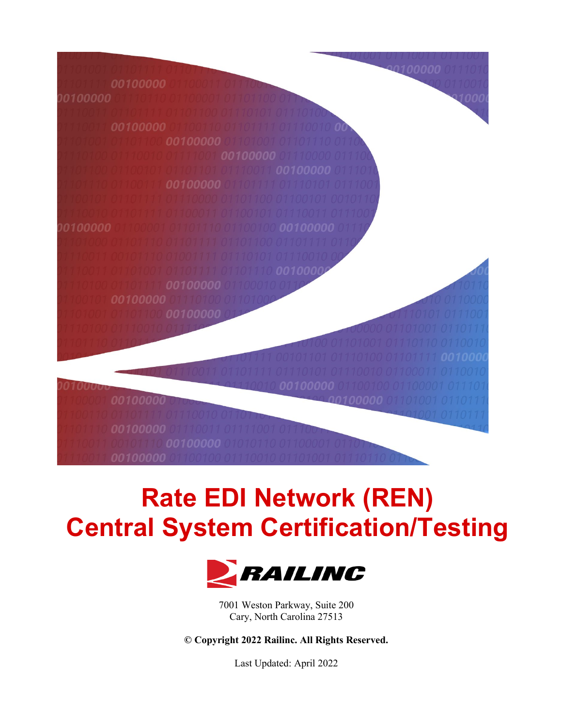# Rate EDI Network (REN)
# Central System Certification/Testing

RAILINC

7001 Weston Parkway, Suite 200
Cary, North Carolina 27513

**© Copyright 2022 Railinc. All Rights Reserved.**

Last Updated: April 2022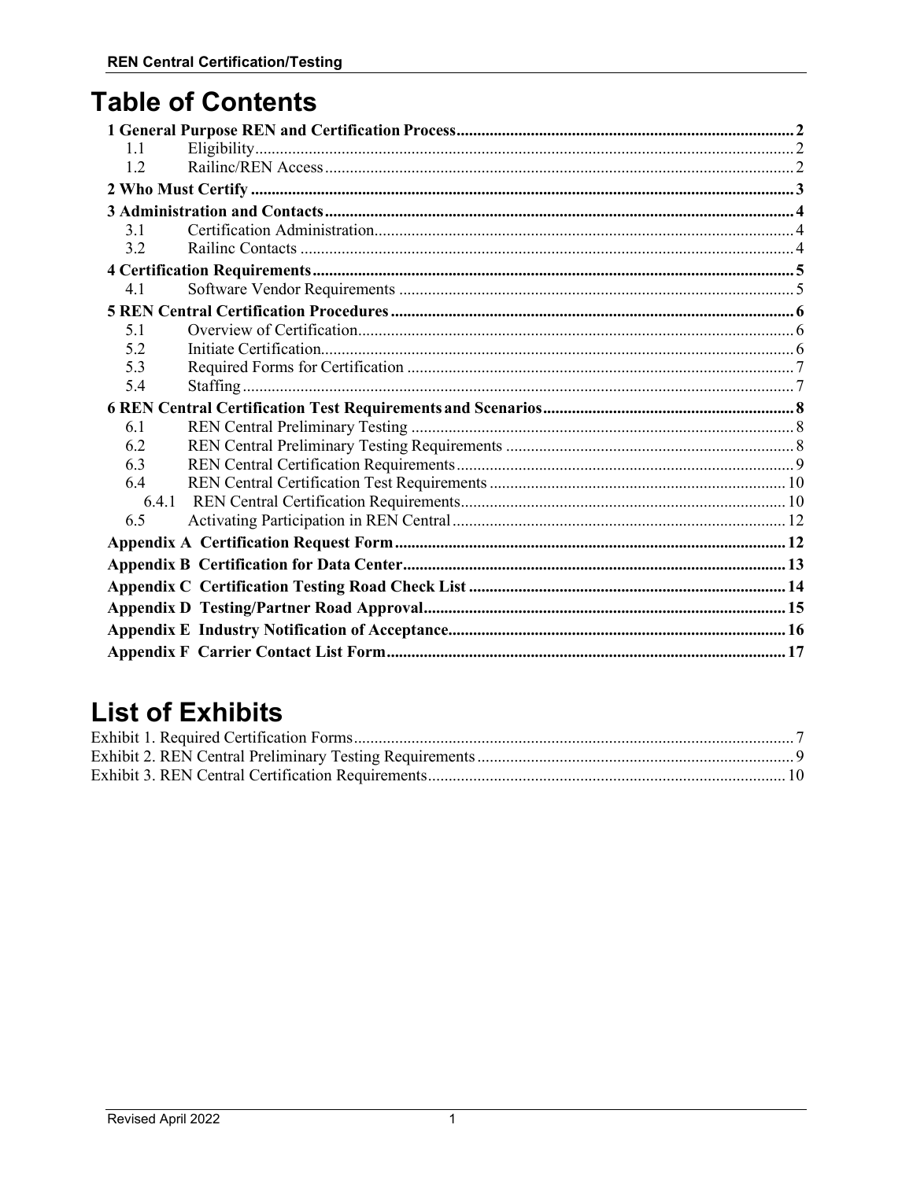# Table of Contents

**1 General Purpose REN and Certification Process** ..... 2
- 1.1 Eligibility ..... 2
- 1.2 Railinc/REN Access ..... 2

**2 Who Must Certify** ..... 3

**3 Administration and Contacts** ..... 4
- 3.1 Certification Administration ..... 4
- 3.2 Railinc Contacts ..... 4

**4 Certification Requirements** ..... 5
- 4.1 Software Vendor Requirements ..... 5

**5 REN Central Certification Procedures** ..... 6
- 5.1 Overview of Certification ..... 6
- 5.2 Initiate Certification ..... 6
- 5.3 Required Forms for Certification ..... 7
- 5.4 Staffing ..... 7

**6 REN Central Certification Test Requirements and Scenarios** ..... 8
- 6.1 REN Central Preliminary Testing ..... 8
- 6.2 REN Central Preliminary Testing Requirements ..... 8
- 6.3 REN Central Certification Requirements ..... 9
- 6.4 REN Central Certification Test Requirements ..... 10
  - 6.4.1 REN Central Certification Requirements ..... 10
- 6.5 Activating Participation in REN Central ..... 12

**Appendix A Certification Request Form** ..... 12

**Appendix B Certification for Data Center** ..... 13

**Appendix C Certification Testing Road Check List** ..... 14

**Appendix D Testing/Partner Road Approval** ..... 15

**Appendix E Industry Notification of Acceptance** ..... 16

**Appendix F Carrier Contact List Form** ..... 17

# List of Exhibits

Exhibit 1. Required Certification Forms ..... 7
Exhibit 2. REN Central Preliminary Testing Requirements ..... 9
Exhibit 3. REN Central Certification Requirements ..... 10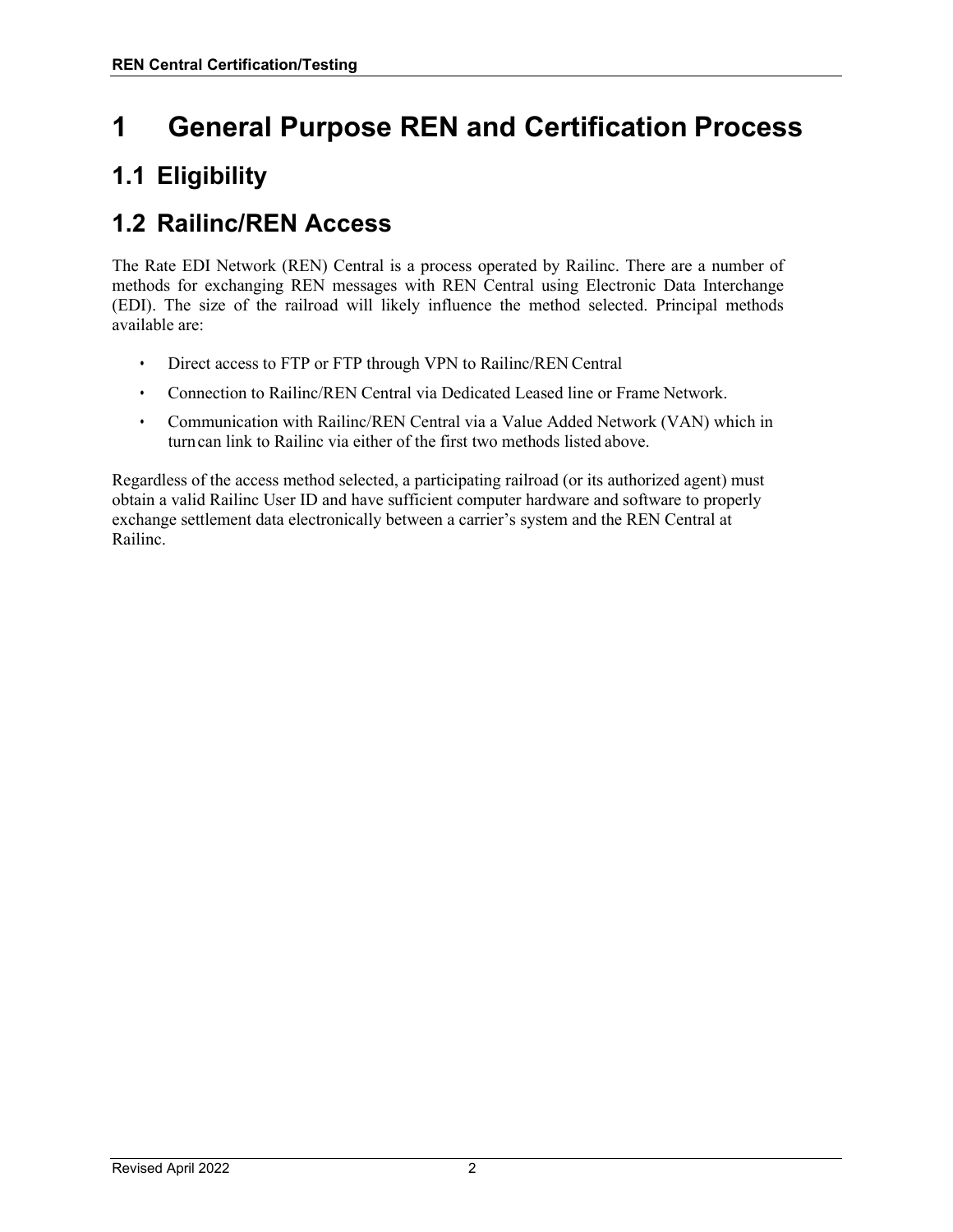# 1 General Purpose REN and Certification Process

## 1.1 Eligibility

## 1.2 Railinc/REN Access

The Rate EDI Network (REN) Central is a process operated by Railinc. There are a number of methods for exchanging REN messages with REN Central using Electronic Data Interchange (EDI). The size of the railroad will likely influence the method selected. Principal methods available are:

- Direct access to FTP or FTP through VPN to Railinc/REN Central
- Connection to Railinc/REN Central via Dedicated Leased line or Frame Network.
- Communication with Railinc/REN Central via a Value Added Network (VAN) which in turn can link to Railinc via either of the first two methods listed above.

Regardless of the access method selected, a participating railroad (or its authorized agent) must obtain a valid Railinc User ID and have sufficient computer hardware and software to properly exchange settlement data electronically between a carrier's system and the REN Central at Railinc.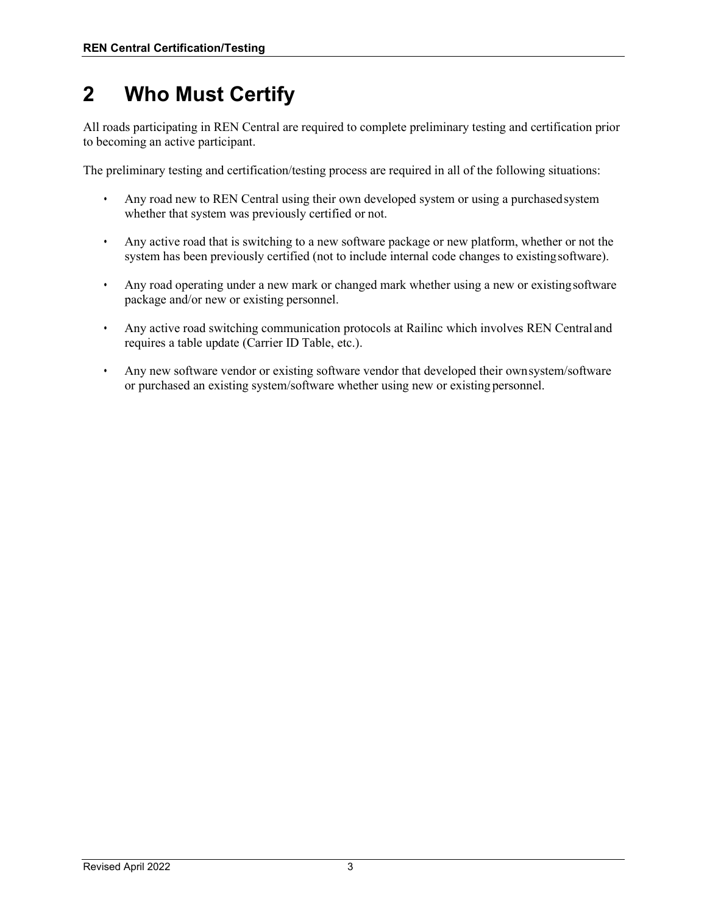# 2 Who Must Certify

All roads participating in REN Central are required to complete preliminary testing and certification prior to becoming an active participant.

The preliminary testing and certification/testing process are required in all of the following situations:

- Any road new to REN Central using their own developed system or using a purchased system whether that system was previously certified or not.
- Any active road that is switching to a new software package or new platform, whether or not the system has been previously certified (not to include internal code changes to existing software).
- Any road operating under a new mark or changed mark whether using a new or existing software package and/or new or existing personnel.
- Any active road switching communication protocols at Railinc which involves REN Central and requires a table update (Carrier ID Table, etc.).
- Any new software vendor or existing software vendor that developed their own system/software or purchased an existing system/software whether using new or existing personnel.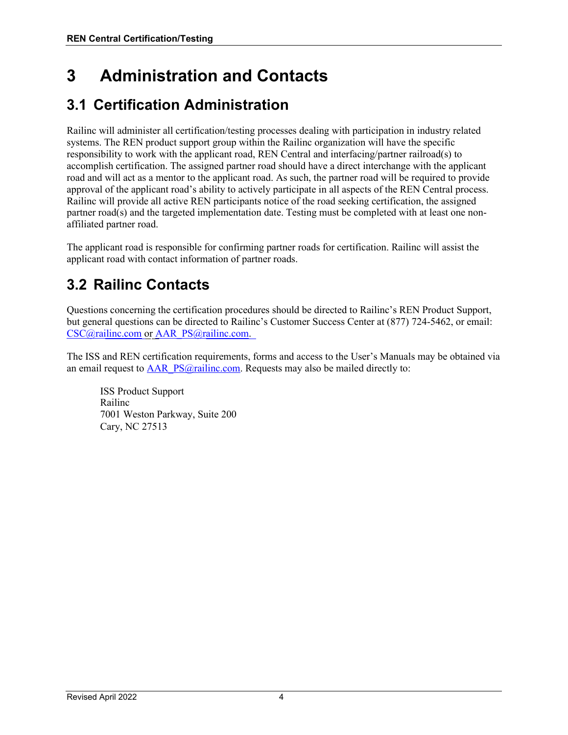# 3 Administration and Contacts

## 3.1 Certification Administration

Railinc will administer all certification/testing processes dealing with participation in industry related systems. The REN product support group within the Railinc organization will have the specific responsibility to work with the applicant road, REN Central and interfacing/partner railroad(s) to accomplish certification. The assigned partner road should have a direct interchange with the applicant road and will act as a mentor to the applicant road. As such, the partner road will be required to provide approval of the applicant road's ability to actively participate in all aspects of the REN Central process. Railinc will provide all active REN participants notice of the road seeking certification, the assigned partner road(s) and the targeted implementation date. Testing must be completed with at least one non-affiliated partner road.

The applicant road is responsible for confirming partner roads for certification. Railinc will assist the applicant road with contact information of partner roads.

## 3.2 Railinc Contacts

Questions concerning the certification procedures should be directed to Railinc's REN Product Support, but general questions can be directed to Railinc's Customer Success Center at (877) 724-5462, or email: CSC@railinc.com or AAR_PS@railinc.com.

The ISS and REN certification requirements, forms and access to the User's Manuals may be obtained via an email request to AAR_PS@railinc.com. Requests may also be mailed directly to:

ISS Product Support
Railinc
7001 Weston Parkway, Suite 200
Cary, NC 27513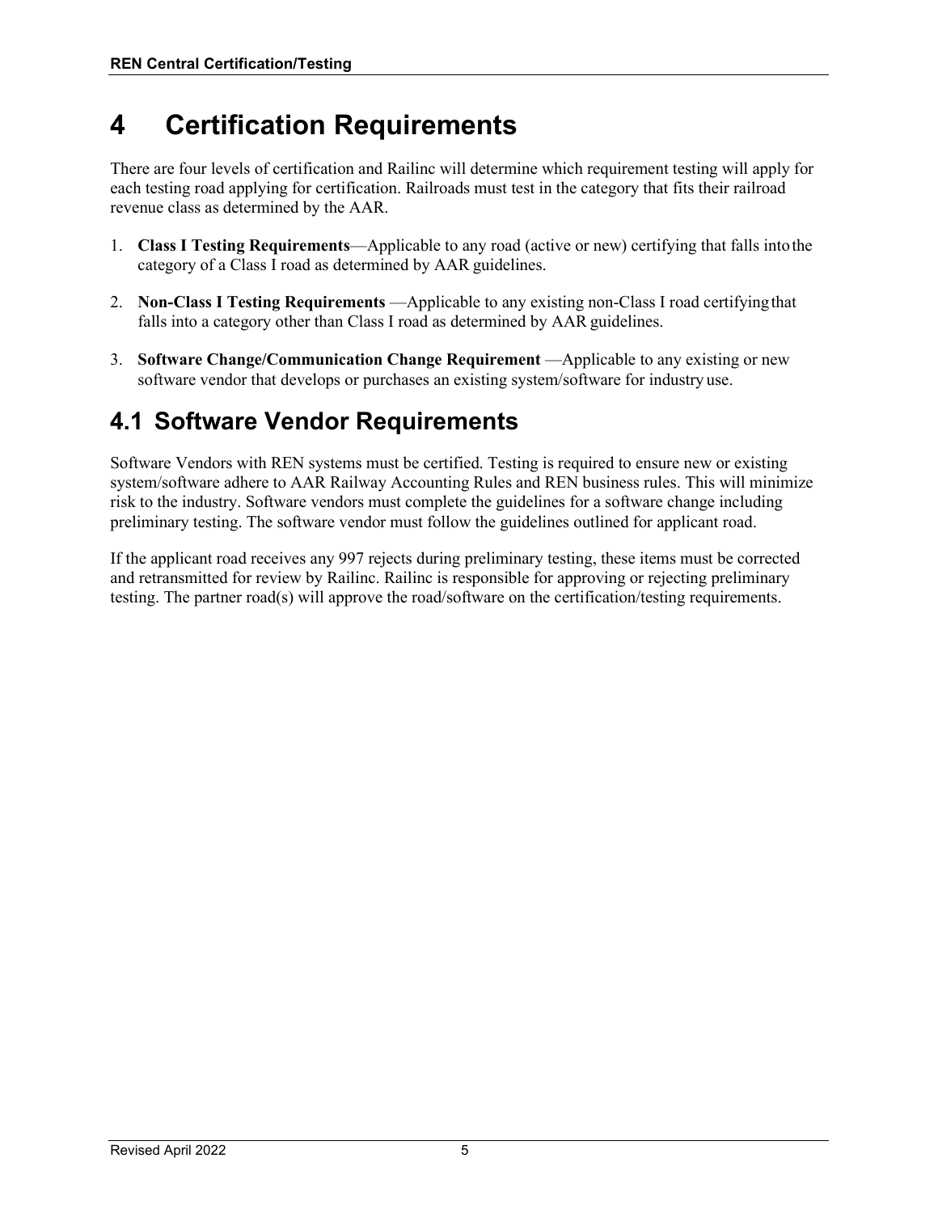# 4 Certification Requirements

There are four levels of certification and Railinc will determine which requirement testing will apply for each testing road applying for certification. Railroads must test in the category that fits their railroad revenue class as determined by the AAR.

1. **Class I Testing Requirements**—Applicable to any road (active or new) certifying that falls into the category of a Class I road as determined by AAR guidelines.

2. **Non-Class I Testing Requirements** —Applicable to any existing non-Class I road certifying that falls into a category other than Class I road as determined by AAR guidelines.

3. **Software Change/Communication Change Requirement** —Applicable to any existing or new software vendor that develops or purchases an existing system/software for industry use.

## 4.1 Software Vendor Requirements

Software Vendors with REN systems must be certified. Testing is required to ensure new or existing system/software adhere to AAR Railway Accounting Rules and REN business rules. This will minimize risk to the industry. Software vendors must complete the guidelines for a software change including preliminary testing. The software vendor must follow the guidelines outlined for applicant road.

If the applicant road receives any 997 rejects during preliminary testing, these items must be corrected and retransmitted for review by Railinc. Railinc is responsible for approving or rejecting preliminary testing. The partner road(s) will approve the road/software on the certification/testing requirements.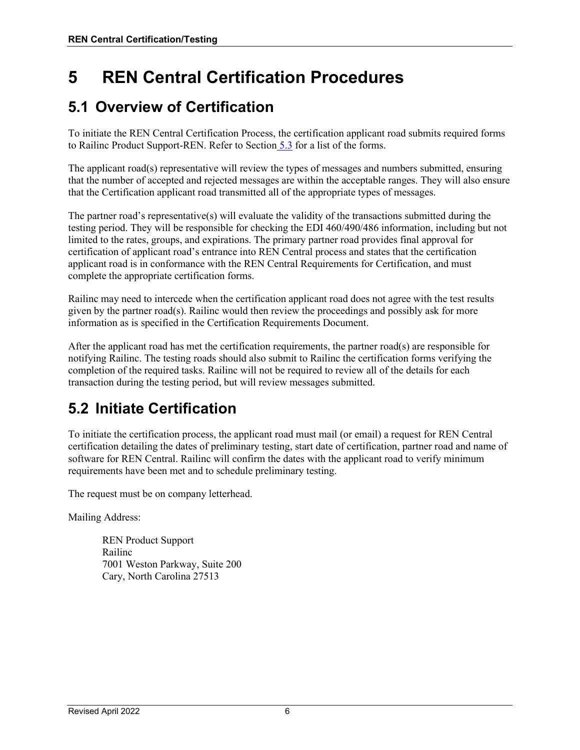# 5 REN Central Certification Procedures

## 5.1 Overview of Certification

To initiate the REN Central Certification Process, the certification applicant road submits required forms to Railinc Product Support-REN. Refer to Section 5.3 for a list of the forms.

The applicant road(s) representative will review the types of messages and numbers submitted, ensuring that the number of accepted and rejected messages are within the acceptable ranges. They will also ensure that the Certification applicant road transmitted all of the appropriate types of messages.

The partner road's representative(s) will evaluate the validity of the transactions submitted during the testing period. They will be responsible for checking the EDI 460/490/486 information, including but not limited to the rates, groups, and expirations. The primary partner road provides final approval for certification of applicant road's entrance into REN Central process and states that the certification applicant road is in conformance with the REN Central Requirements for Certification, and must complete the appropriate certification forms.

Railinc may need to intercede when the certification applicant road does not agree with the test results given by the partner road(s). Railinc would then review the proceedings and possibly ask for more information as is specified in the Certification Requirements Document.

After the applicant road has met the certification requirements, the partner road(s) are responsible for notifying Railinc. The testing roads should also submit to Railinc the certification forms verifying the completion of the required tasks. Railinc will not be required to review all of the details for each transaction during the testing period, but will review messages submitted.

## 5.2 Initiate Certification

To initiate the certification process, the applicant road must mail (or email) a request for REN Central certification detailing the dates of preliminary testing, start date of certification, partner road and name of software for REN Central. Railinc will confirm the dates with the applicant road to verify minimum requirements have been met and to schedule preliminary testing.

The request must be on company letterhead.

Mailing Address:

REN Product Support
Railinc
7001 Weston Parkway, Suite 200
Cary, North Carolina 27513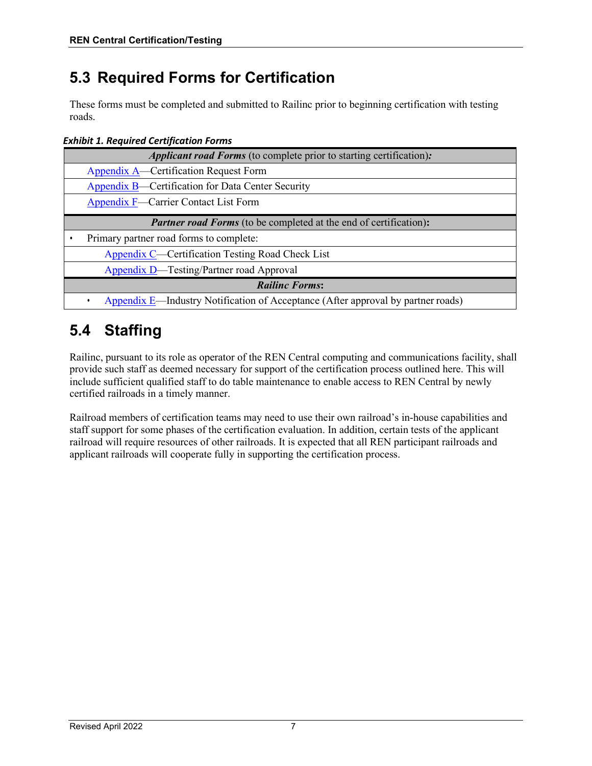## 5.3 Required Forms for Certification

These forms must be completed and submitted to Railinc prior to beginning certification with testing roads.

***Exhibit 1. Required Certification Forms***

| ***Applicant road Forms*** (to complete prior to starting certification)***:*** |
|---|
| Appendix A—Certification Request Form |
| Appendix B—Certification for Data Center Security |
| Appendix F—Carrier Contact List Form |
| ***Partner road Forms*** (to be completed at the end of certification)**:** |
| • Primary partner road forms to complete: |
| Appendix C—Certification Testing Road Check List |
| Appendix D—Testing/Partner road Approval |
| ***Railinc Forms*:** |
| • Appendix E—Industry Notification of Acceptance (After approval by partner roads) |

## 5.4 Staffing

Railinc, pursuant to its role as operator of the REN Central computing and communications facility, shall provide such staff as deemed necessary for support of the certification process outlined here. This will include sufficient qualified staff to do table maintenance to enable access to REN Central by newly certified railroads in a timely manner.

Railroad members of certification teams may need to use their own railroad's in-house capabilities and staff support for some phases of the certification evaluation. In addition, certain tests of the applicant railroad will require resources of other railroads. It is expected that all REN participant railroads and applicant railroads will cooperate fully in supporting the certification process.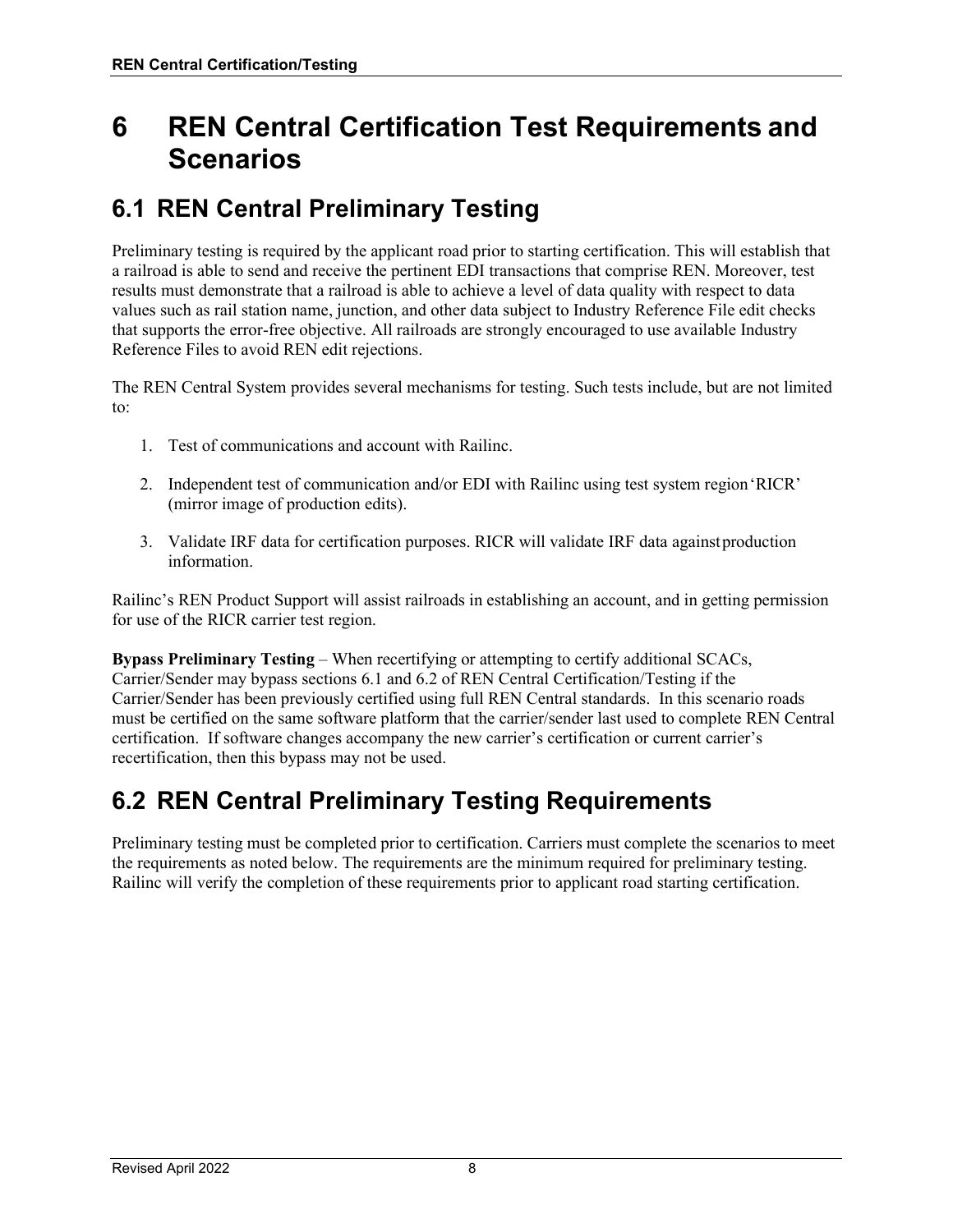# 6 REN Central Certification Test Requirements and Scenarios

## 6.1 REN Central Preliminary Testing

Preliminary testing is required by the applicant road prior to starting certification. This will establish that a railroad is able to send and receive the pertinent EDI transactions that comprise REN. Moreover, test results must demonstrate that a railroad is able to achieve a level of data quality with respect to data values such as rail station name, junction, and other data subject to Industry Reference File edit checks that supports the error-free objective. All railroads are strongly encouraged to use available Industry Reference Files to avoid REN edit rejections.

The REN Central System provides several mechanisms for testing. Such tests include, but are not limited to:

1. Test of communications and account with Railinc.

2. Independent test of communication and/or EDI with Railinc using test system region 'RICR' (mirror image of production edits).

3. Validate IRF data for certification purposes. RICR will validate IRF data against production information.

Railinc's REN Product Support will assist railroads in establishing an account, and in getting permission for use of the RICR carrier test region.

**Bypass Preliminary Testing** – When recertifying or attempting to certify additional SCACs, Carrier/Sender may bypass sections 6.1 and 6.2 of REN Central Certification/Testing if the Carrier/Sender has been previously certified using full REN Central standards. In this scenario roads must be certified on the same software platform that the carrier/sender last used to complete REN Central certification. If software changes accompany the new carrier's certification or current carrier's recertification, then this bypass may not be used.

## 6.2 REN Central Preliminary Testing Requirements

Preliminary testing must be completed prior to certification. Carriers must complete the scenarios to meet the requirements as noted below. The requirements are the minimum required for preliminary testing. Railinc will verify the completion of these requirements prior to applicant road starting certification.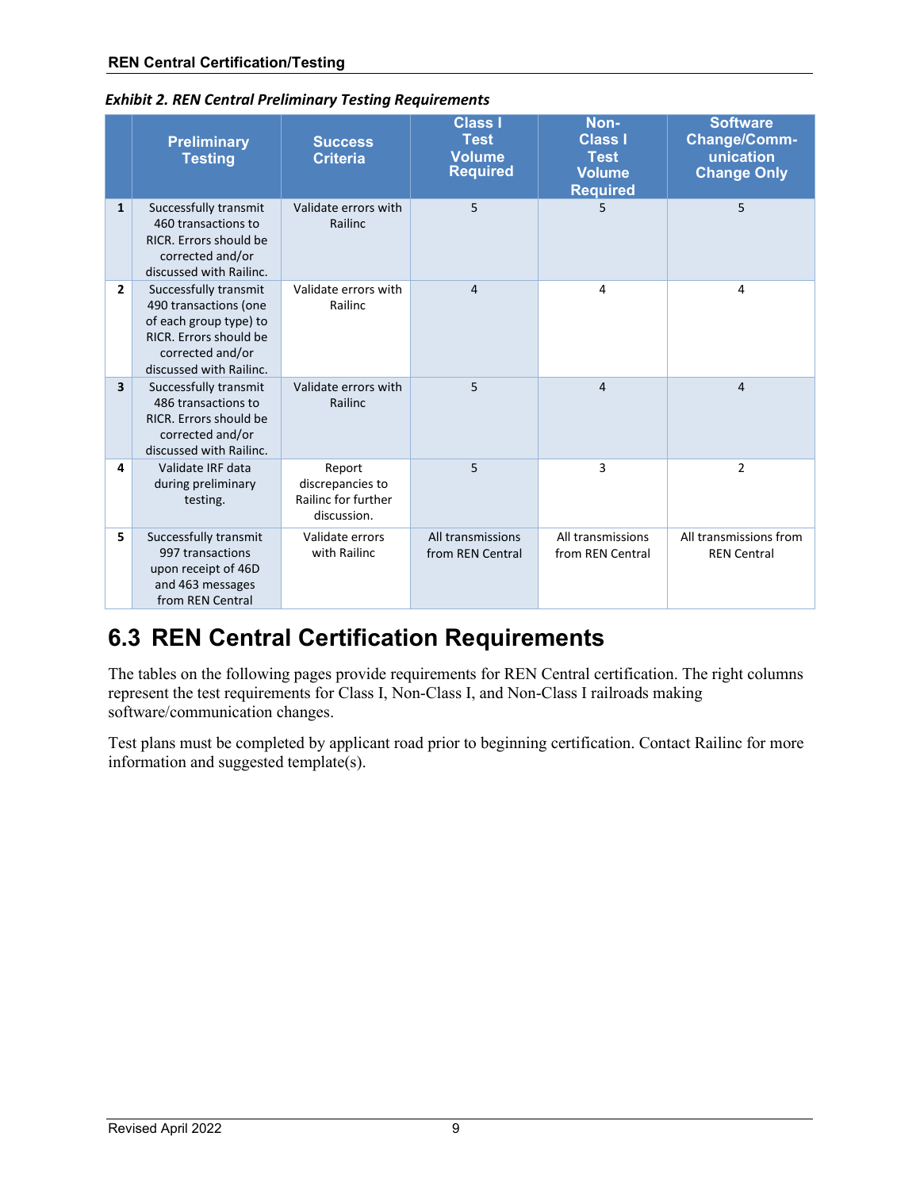*Exhibit 2. REN Central Preliminary Testing Requirements*

| | Preliminary Testing | Success Criteria | Class I Test Volume Required | Non-Class I Test Volume Required | Software Change/Communication Change Only |
|---|---|---|---|---|---|
| 1 | Successfully transmit 460 transactions to RICR. Errors should be corrected and/or discussed with Railinc. | Validate errors with Railinc | 5 | 5 | 5 |
| 2 | Successfully transmit 490 transactions (one of each group type) to RICR. Errors should be corrected and/or discussed with Railinc. | Validate errors with Railinc | 4 | 4 | 4 |
| 3 | Successfully transmit 486 transactions to RICR. Errors should be corrected and/or discussed with Railinc. | Validate errors with Railinc | 5 | 4 | 4 |
| 4 | Validate IRF data during preliminary testing. | Report discrepancies to Railinc for further discussion. | 5 | 3 | 2 |
| 5 | Successfully transmit 997 transactions upon receipt of 46D and 463 messages from REN Central | Validate errors with Railinc | All transmissions from REN Central | All transmissions from REN Central | All transmissions from REN Central |

## 6.3 REN Central Certification Requirements

The tables on the following pages provide requirements for REN Central certification. The right columns represent the test requirements for Class I, Non-Class I, and Non-Class I railroads making software/communication changes.

Test plans must be completed by applicant road prior to beginning certification. Contact Railinc for more information and suggested template(s).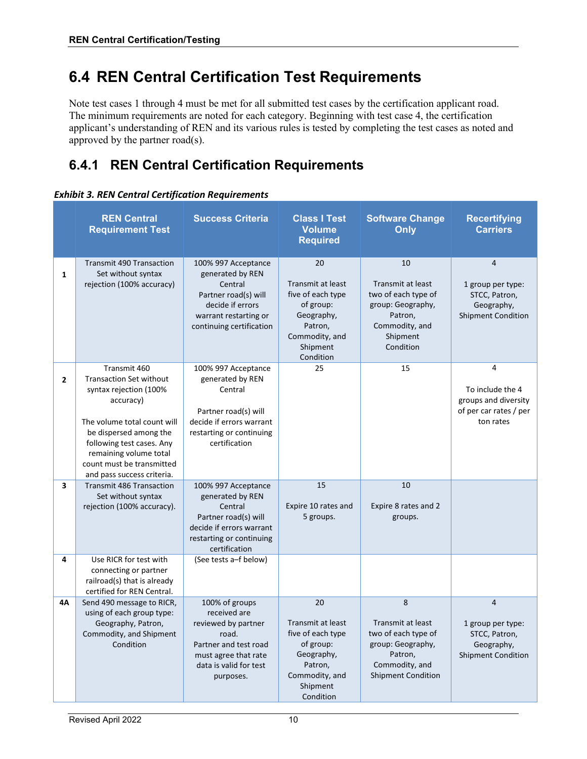## 6.4 REN Central Certification Test Requirements

Note test cases 1 through 4 must be met for all submitted test cases by the certification applicant road. The minimum requirements are noted for each category. Beginning with test case 4, the certification applicant's understanding of REN and its various rules is tested by completing the test cases as noted and approved by the partner road(s).

### 6.4.1 REN Central Certification Requirements

***Exhibit 3. REN Central Certification Requirements***

| | REN Central Requirement Test | Success Criteria | Class I Test Volume Required | Software Change Only | Recertifying Carriers |
|---|---|---|---|---|---|
| **1** | Transmit 490 Transaction Set without syntax rejection (100% accuracy) | 100% 997 Acceptance generated by REN Central<br>Partner road(s) will decide if errors warrant restarting or continuing certification | 20<br><br>Transmit at least five of each type of group: Geography, Patron, Commodity, and Shipment Condition | 10<br><br>Transmit at least two of each type of group: Geography, Patron, Commodity, and Shipment Condition | 4<br><br>1 group per type: STCC, Patron, Geography, Shipment Condition |
| **2** | Transmit 460 Transaction Set without syntax rejection (100% accuracy)<br><br>The volume total count will be dispersed among the following test cases. Any remaining volume total count must be transmitted and pass success criteria. | 100% 997 Acceptance generated by REN Central<br><br>Partner road(s) will decide if errors warrant restarting or continuing certification | 25 | 15 | 4<br><br>To include the 4 groups and diversity of per car rates / per ton rates |
| **3** | Transmit 486 Transaction Set without syntax rejection (100% accuracy). | 100% 997 Acceptance generated by REN Central<br>Partner road(s) will decide if errors warrant restarting or continuing certification | 15<br><br>Expire 10 rates and 5 groups. | 10<br><br>Expire 8 rates and 2 groups. | |
| **4** | Use RICR for test with connecting or partner railroad(s) that is already certified for REN Central. | (See tests a–f below) | | | |
| **4A** | Send 490 message to RICR, using of each group type: Geography, Patron, Commodity, and Shipment Condition | 100% of groups received are reviewed by partner road.<br>Partner and test road must agree that rate data is valid for test purposes. | 20<br><br>Transmit at least five of each type of group: Geography, Patron, Commodity, and Shipment Condition | 8<br><br>Transmit at least two of each type of group: Geography, Patron, Commodity, and Shipment Condition | 4<br><br>1 group per type: STCC, Patron, Geography, Shipment Condition |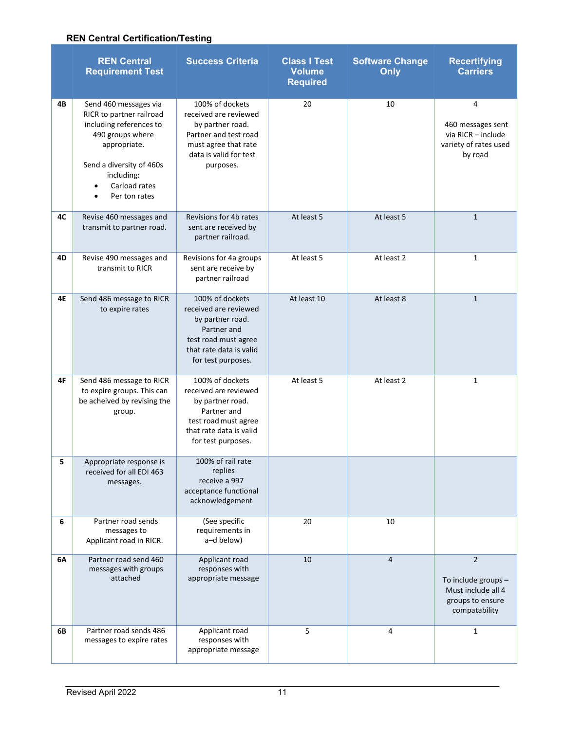### REN Central Certification/Testing

| | REN Central Requirement Test | Success Criteria | Class I Test Volume Required | Software Change Only | Recertifying Carriers |
|---|---|---|---|---|---|
| **4B** | Send 460 messages via RICR to partner railroad including references to 490 groups where appropriate.<br><br>Send a diversity of 460s including:<br>• Carload rates<br>• Per ton rates | 100% of dockets received are reviewed by partner road. Partner and test road must agree that rate data is valid for test purposes. | 20 | 10 | 4<br><br>460 messages sent via RICR – include variety of rates used by road |
| **4C** | Revise 460 messages and transmit to partner road. | Revisions for 4b rates sent are received by partner railroad. | At least 5 | At least 5 | 1 |
| **4D** | Revise 490 messages and transmit to RICR | Revisions for 4a groups sent are receive by partner railroad | At least 5 | At least 2 | 1 |
| **4E** | Send 486 message to RICR to expire rates | 100% of dockets received are reviewed by partner road. Partner and test road must agree that rate data is valid for test purposes. | At least 10 | At least 8 | 1 |
| **4F** | Send 486 message to RICR to expire groups. This can be acheived by revising the group. | 100% of dockets received are reviewed by partner road. Partner and test road must agree that rate data is valid for test purposes. | At least 5 | At least 2 | 1 |
| **5** | Appropriate response is received for all EDI 463 messages. | 100% of rail rate replies receive a 997 acceptance functional acknowledgement | | | |
| **6** | Partner road sends messages to Applicant road in RICR. | (See specific requirements in a–d below) | 20 | 10 | |
| **6A** | Partner road send 460 messages with groups attached | Applicant road responses with appropriate message | 10 | 4 | 2<br><br>To include groups – Must include all 4 groups to ensure compatability |
| **6B** | Partner road sends 486 messages to expire rates | Applicant road responses with appropriate message | 5 | 4 | 1 |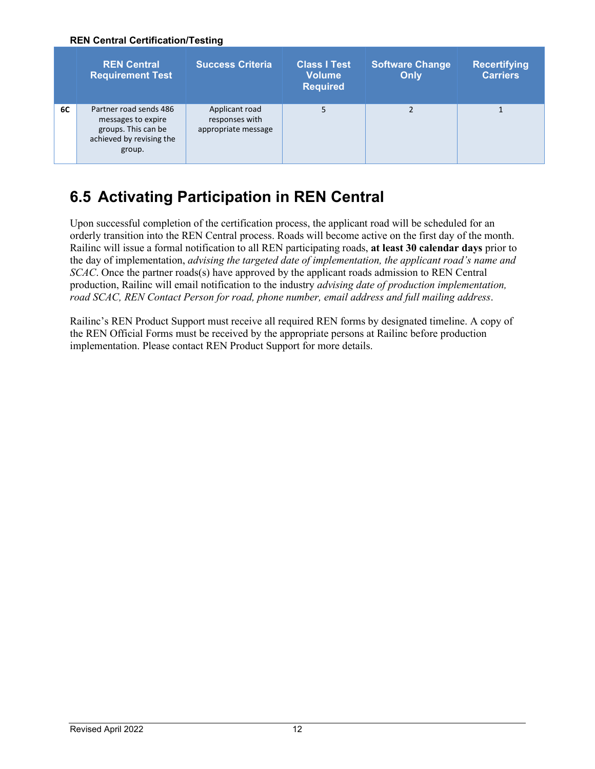**REN Central Certification/Testing**

| | REN Central Requirement Test | Success Criteria | Class I Test Volume Required | Software Change Only | Recertifying Carriers |
|---|---|---|---|---|---|
| **6C** | Partner road sends 486 messages to expire groups. This can be achieved by revising the group. | Applicant road responses with appropriate message | 5 | 2 | 1 |

## 6.5 Activating Participation in REN Central

Upon successful completion of the certification process, the applicant road will be scheduled for an orderly transition into the REN Central process. Roads will become active on the first day of the month. Railinc will issue a formal notification to all REN participating roads, **at least 30 calendar days** prior to the day of implementation, *advising the targeted date of implementation, the applicant road's name and SCAC*. Once the partner roads(s) have approved by the applicant roads admission to REN Central production, Railinc will email notification to the industry *advising date of production implementation, road SCAC, REN Contact Person for road, phone number, email address and full mailing address*.

Railinc's REN Product Support must receive all required REN forms by designated timeline. A copy of the REN Official Forms must be received by the appropriate persons at Railinc before production implementation. Please contact REN Product Support for more details.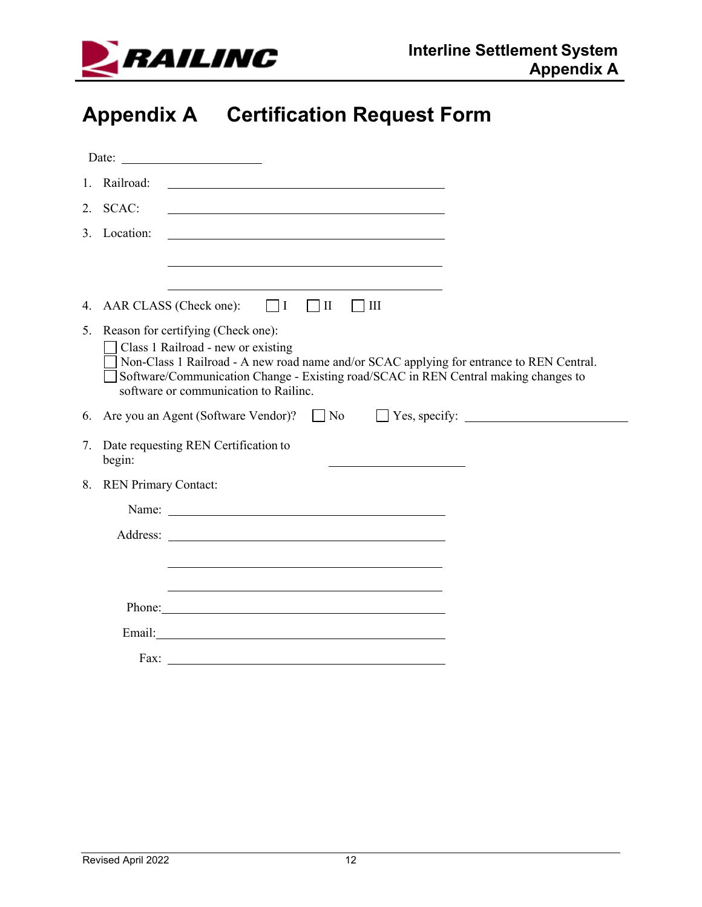# Appendix A Certification Request Form

Date: ____________________

1. Railroad: ________________________________________

2. SCAC: ________________________________________

3. Location: ________________________________________

   ________________________________________

   ________________________________________

4. AAR CLASS (Check one): ☐ I ☐ II ☐ III

5. Reason for certifying (Check one):

   ☐ Class 1 Railroad - new or existing

   ☐ Non-Class 1 Railroad - A new road name and/or SCAC applying for entrance to REN Central.

   ☐ Software/Communication Change - Existing road/SCAC in REN Central making changes to software or communication to Railinc.

6. Are you an Agent (Software Vendor)? ☐ No ☐ Yes, specify: ______________________

7. Date requesting REN Certification to begin: ____________________

8. REN Primary Contact:

   Name: ________________________________________

   Address: ________________________________________

   ________________________________________

   ________________________________________

   Phone: ________________________________________

   Email: ________________________________________

   Fax: ________________________________________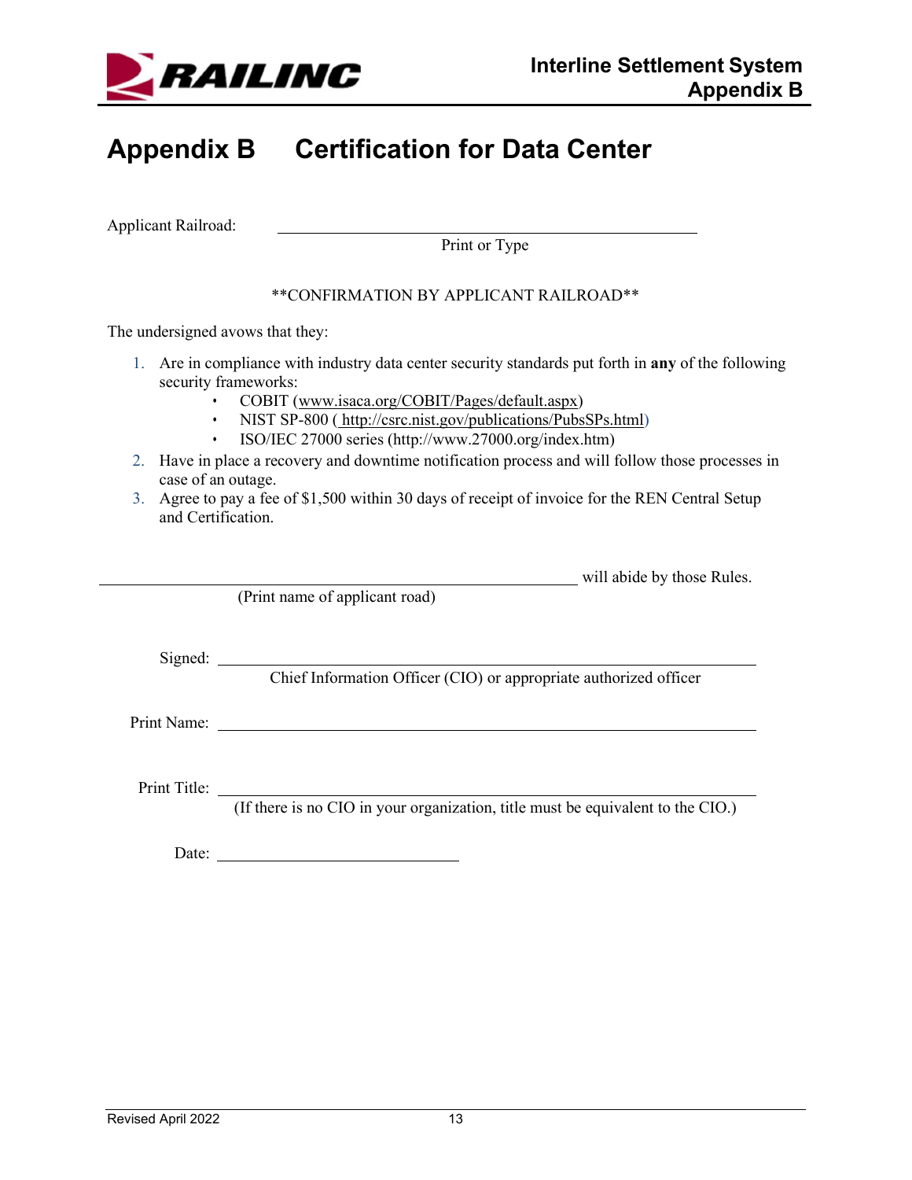# Appendix B Certification for Data Center

Applicant Railroad: ______________________________________________
Print or Type

**CONFIRMATION BY APPLICANT RAILROAD**

The undersigned avows that they:

1. Are in compliance with industry data center security standards put forth in **any** of the following security frameworks:
   - COBIT (www.isaca.org/COBIT/Pages/default.aspx)
   - NIST SP-800 ( http://csrc.nist.gov/publications/PubsSPs.html)
   - ISO/IEC 27000 series (http://www.27000.org/index.htm)
2. Have in place a recovery and downtime notification process and will follow those processes in case of an outage.
3. Agree to pay a fee of $1,500 within 30 days of receipt of invoice for the REN Central Setup and Certification.

______________________________________________ will abide by those Rules.
(Print name of applicant road)

Signed: ______________________________________________
Chief Information Officer (CIO) or appropriate authorized officer

Print Name: ______________________________________________

Print Title: ______________________________________________
(If there is no CIO in your organization, title must be equivalent to the CIO.)

Date: ____________________________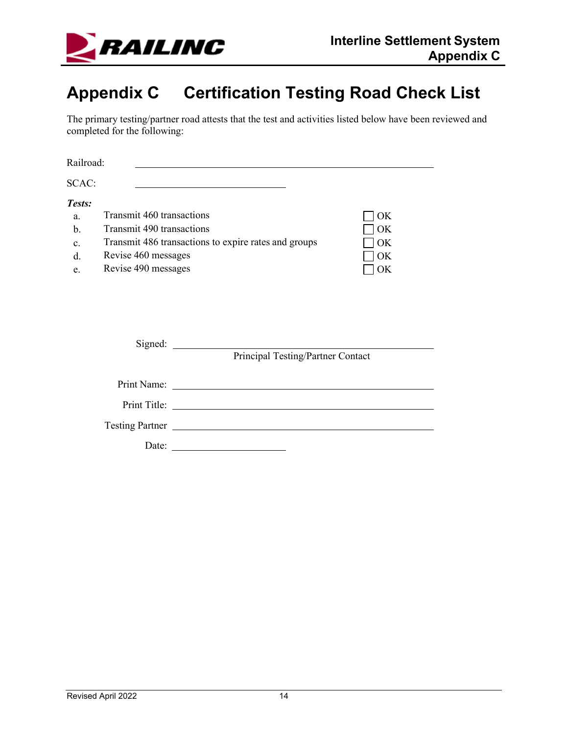# Appendix C Certification Testing Road Check List

The primary testing/partner road attests that the test and activities listed below have been reviewed and completed for the following:

Railroad: ______________________________________________

SCAC: ____________________

***Tests:***

a. Transmit 460 transactions ☐ OK
b. Transmit 490 transactions ☐ OK
c. Transmit 486 transactions to expire rates and groups ☐ OK
d. Revise 460 messages ☐ OK
e. Revise 490 messages ☐ OK

Signed: ______________________________________________
Principal Testing/Partner Contact

Print Name: ______________________________________________

Print Title: ______________________________________________

Testing Partner ______________________________________________

Date: ____________________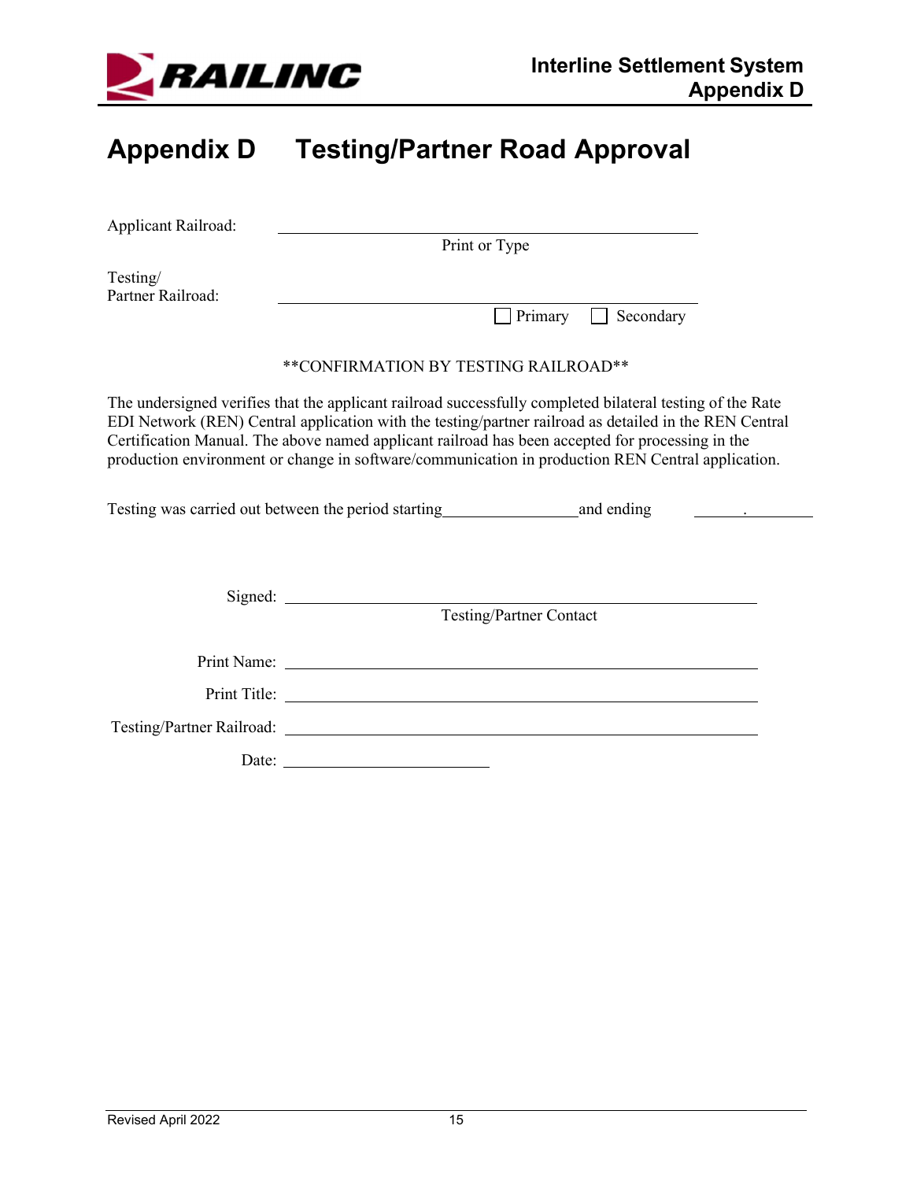# Appendix D Testing/Partner Road Approval

Applicant Railroad: \_\_\_\_\_\_\_\_\_\_\_\_\_\_\_\_\_\_\_\_\_\_\_\_\_\_\_\_\_\_\_\_\_\_\_\_\_\_\_\_

Print or Type

Testing/
Partner Railroad: \_\_\_\_\_\_\_\_\_\_\_\_\_\_\_\_\_\_\_\_\_\_\_\_\_\_\_\_\_\_\_\_\_\_\_\_\_\_\_\_

☐ Primary ☐ Secondary

**CONFIRMATION BY TESTING RAILROAD**

The undersigned verifies that the applicant railroad successfully completed bilateral testing of the Rate EDI Network (REN) Central application with the testing/partner railroad as detailed in the REN Central Certification Manual. The above named applicant railroad has been accepted for processing in the production environment or change in software/communication in production REN Central application.

Testing was carried out between the period starting\_\_\_\_\_\_\_\_\_\_\_\_\_\_\_\_and ending \_\_\_\_\_\_\_.\_\_\_\_\_\_\_\_

Signed: \_\_\_\_\_\_\_\_\_\_\_\_\_\_\_\_\_\_\_\_\_\_\_\_\_\_\_\_\_\_\_\_\_\_\_\_\_\_\_\_

Testing/Partner Contact

Print Name: \_\_\_\_\_\_\_\_\_\_\_\_\_\_\_\_\_\_\_\_\_\_\_\_\_\_\_\_\_\_\_\_\_\_\_\_\_\_\_\_

Print Title: \_\_\_\_\_\_\_\_\_\_\_\_\_\_\_\_\_\_\_\_\_\_\_\_\_\_\_\_\_\_\_\_\_\_\_\_\_\_\_\_

Testing/Partner Railroad: \_\_\_\_\_\_\_\_\_\_\_\_\_\_\_\_\_\_\_\_\_\_\_\_\_\_\_\_\_\_\_\_\_\_\_\_\_\_\_\_

Date: \_\_\_\_\_\_\_\_\_\_\_\_\_\_\_\_\_\_\_\_\_\_\_\_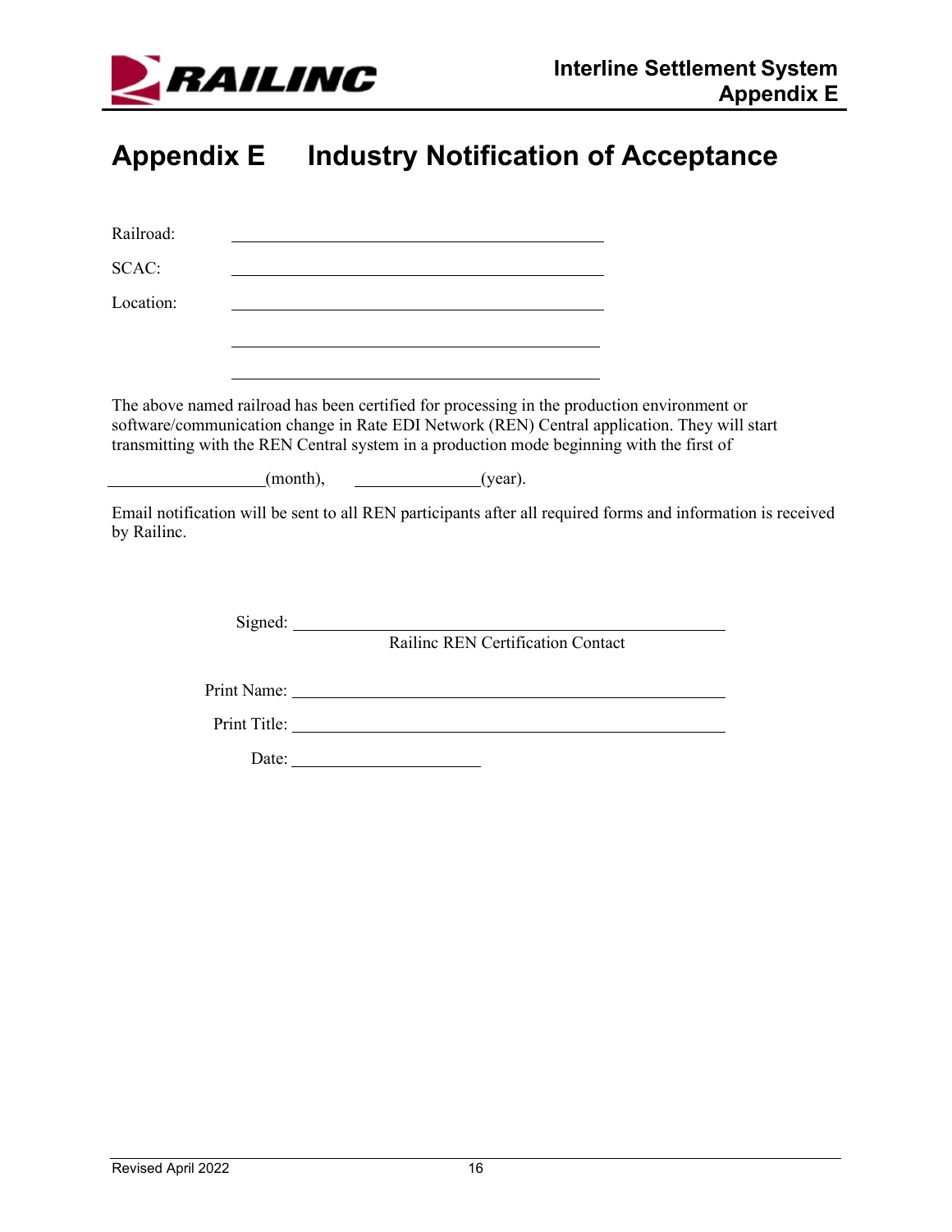# Appendix E Industry Notification of Acceptance

Railroad: \_\_\_\_\_\_\_\_\_\_\_\_\_\_\_\_\_\_\_\_\_\_\_\_\_\_\_\_\_\_\_\_\_\_\_\_\_\_\_\_

SCAC: \_\_\_\_\_\_\_\_\_\_\_\_\_\_\_\_\_\_\_\_\_\_\_\_\_\_\_\_\_\_\_\_\_\_\_\_\_\_\_\_

Location: \_\_\_\_\_\_\_\_\_\_\_\_\_\_\_\_\_\_\_\_\_\_\_\_\_\_\_\_\_\_\_\_\_\_\_\_\_\_\_\_

\_\_\_\_\_\_\_\_\_\_\_\_\_\_\_\_\_\_\_\_\_\_\_\_\_\_\_\_\_\_\_\_\_\_\_\_\_\_\_\_

\_\_\_\_\_\_\_\_\_\_\_\_\_\_\_\_\_\_\_\_\_\_\_\_\_\_\_\_\_\_\_\_\_\_\_\_\_\_\_\_

The above named railroad has been certified for processing in the production environment or software/communication change in Rate EDI Network (REN) Central application. They will start transmitting with the REN Central system in a production mode beginning with the first of

\_\_\_\_\_\_\_\_\_\_\_\_\_\_\_\_(month), \_\_\_\_\_\_\_\_\_\_\_\_\_\_(year).

Email notification will be sent to all REN participants after all required forms and information is received by Railinc.

Signed: \_\_\_\_\_\_\_\_\_\_\_\_\_\_\_\_\_\_\_\_\_\_\_\_\_\_\_\_\_\_\_\_\_\_\_\_\_\_\_\_\_\_\_\_
Railinc REN Certification Contact

Print Name: \_\_\_\_\_\_\_\_\_\_\_\_\_\_\_\_\_\_\_\_\_\_\_\_\_\_\_\_\_\_\_\_\_\_\_\_\_\_\_\_\_\_\_\_

Print Title: \_\_\_\_\_\_\_\_\_\_\_\_\_\_\_\_\_\_\_\_\_\_\_\_\_\_\_\_\_\_\_\_\_\_\_\_\_\_\_\_\_\_\_\_

Date: \_\_\_\_\_\_\_\_\_\_\_\_\_\_\_\_\_\_\_\_\_\_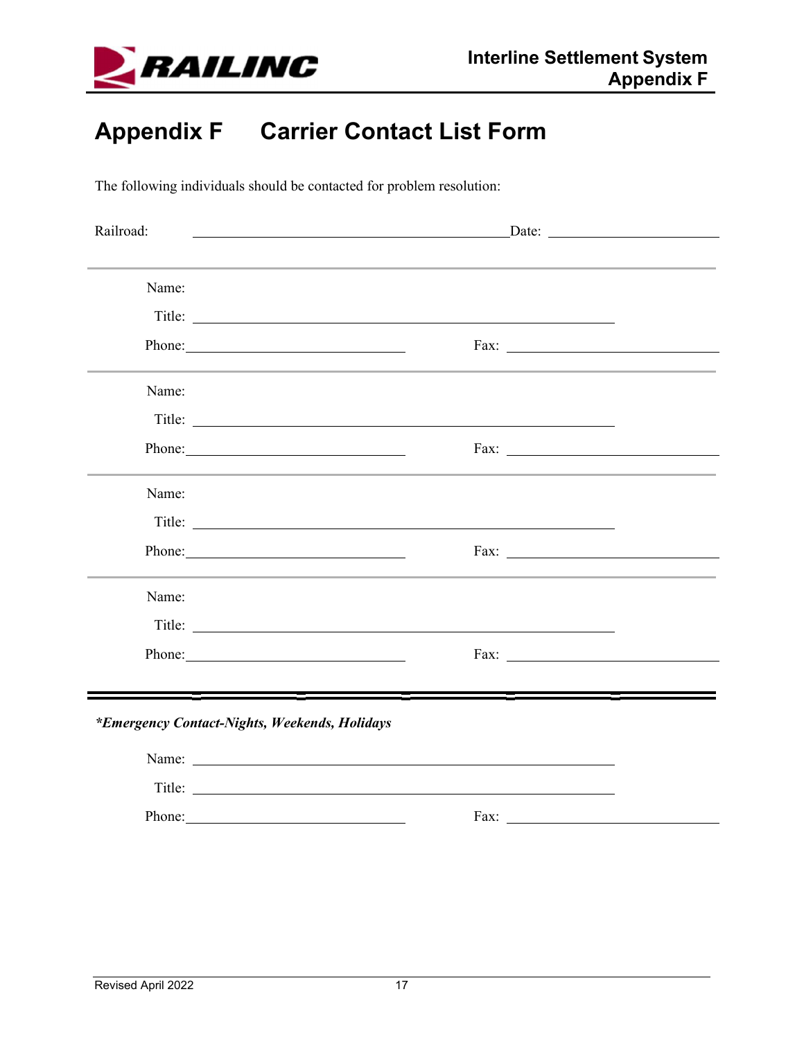# Appendix F Carrier Contact List Form

The following individuals should be contacted for problem resolution:

Railroad: ______________________________ Date: ________________

---

Name:

Title: ______________________________

Phone: ____________________ Fax: ____________________

---

Name:

Title: ______________________________

Phone: ____________________ Fax: ____________________

---

Name:

Title: ______________________________

Phone: ____________________ Fax: ____________________

---

Name:

Title: ______________________________

Phone: ____________________ Fax: ____________________

---

***Emergency Contact-Nights, Weekends, Holidays***

Name: ______________________________

Title: ______________________________

Phone: ____________________ Fax: ____________________

Revised April 2022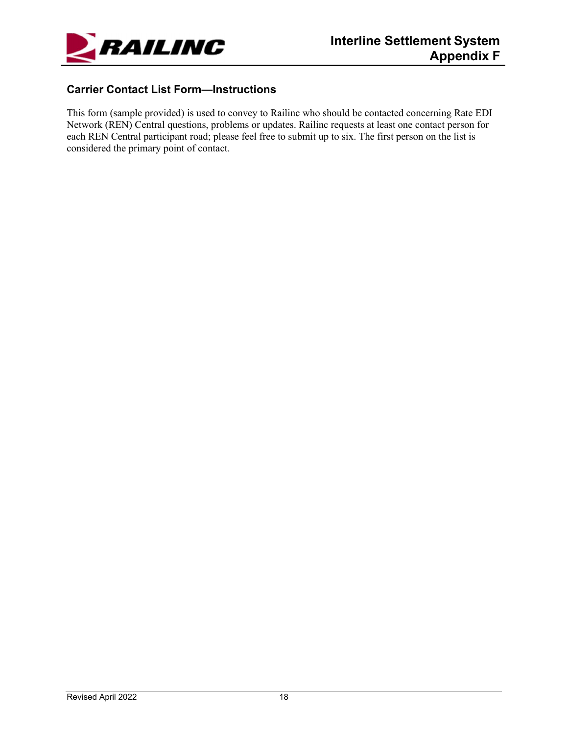## Carrier Contact List Form—Instructions

This form (sample provided) is used to convey to Railinc who should be contacted concerning Rate EDI Network (REN) Central questions, problems or updates. Railinc requests at least one contact person for each REN Central participant road; please feel free to submit up to six. The first person on the list is considered the primary point of contact.